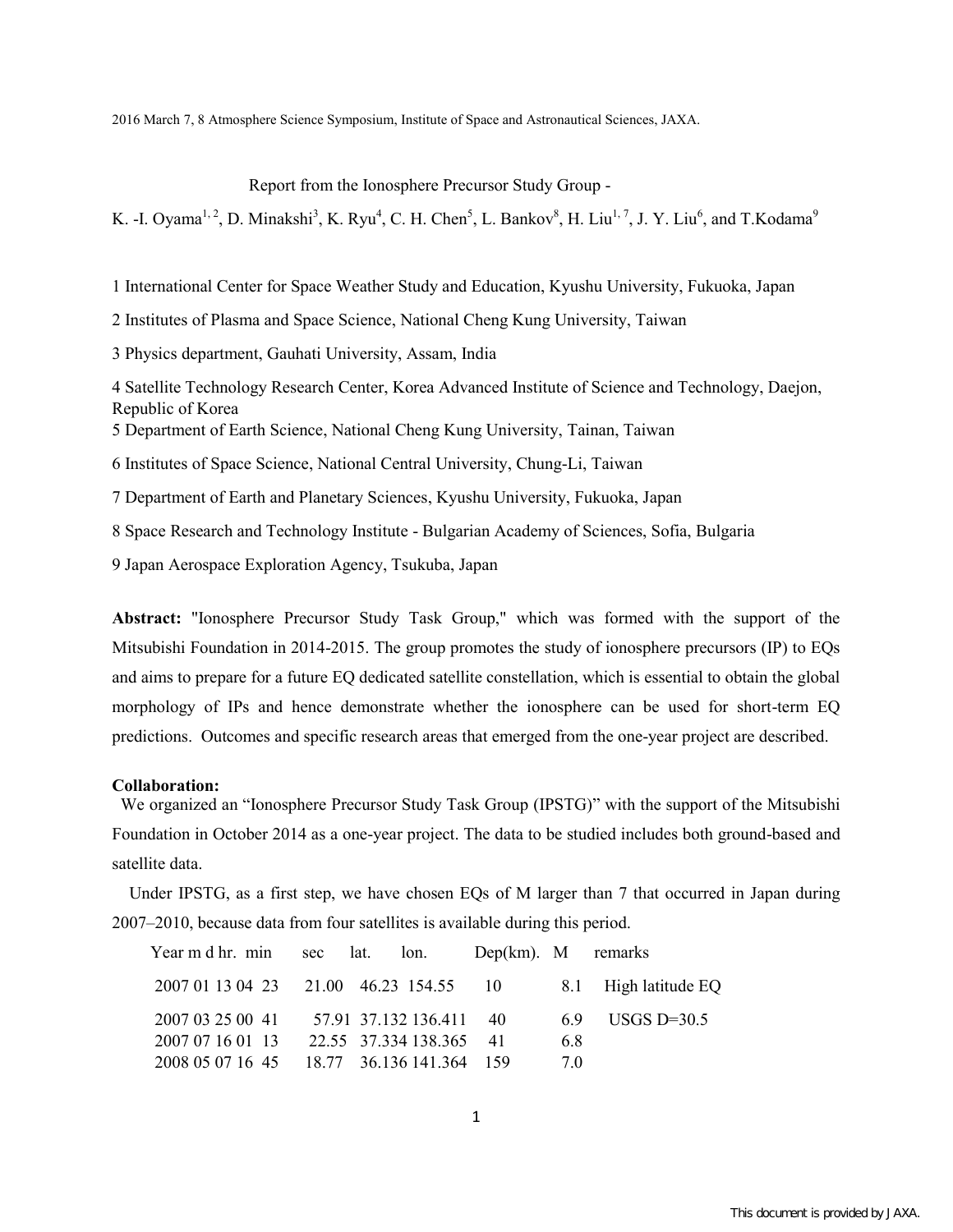2016 March 7, 8 Atmosphere Science Symposium, Institute of Space and Astronautical Sciences, JAXA.

# Report from the Ionosphere Precursor Study Group -

K. -I. Oyama[1, 2], D. Minakshi[3], K. Ryu[4], C. H. Chen[5], L. Bankov[8], H. Liu[1, 7], J. Y. Liu[6], and T.Kodama[9]

1 International Center for Space Weather Study and Education, Kyushu University, Fukuoka, Japan

2 Institutes of Plasma and Space Science, National Cheng Kung University, Taiwan

3 Physics department, Gauhati University, Assam, India

4 Satellite Technology Research Center, Korea Advanced Institute of Science and Technology, Daejon, Republic of Korea

5 Department of Earth Science, National Cheng Kung University, Tainan, Taiwan

6 Institutes of Space Science, National Central University, Chung-Li, Taiwan

7 Department of Earth and Planetary Sciences, Kyushu University, Fukuoka, Japan

8 Space Research and Technology Institute - Bulgarian Academy of Sciences, Sofia, Bulgaria

9 Japan Aerospace Exploration Agency, Tsukuba, Japan

**Abstract:** "Ionosphere Precursor Study Task Group," which was formed with the support of the Mitsubishi Foundation in 2014-2015. The group promotes the study of ionosphere precursors (IP) to EQs and aims to prepare for a future EQ dedicated satellite constellation, which is essential to obtain the global morphology of IPs and hence demonstrate whether the ionosphere can be used for short-term EQ predictions. Outcomes and specific research areas that emerged from the one-year project are described.

**Collaboration:**

We organized an "Ionosphere Precursor Study Task Group (IPSTG)" with the support of the Mitsubishi Foundation in October 2014 as a one-year project. The data to be studied includes both ground-based and satellite data.

Under IPSTG, as a first step, we have chosen EQs of M larger than 7 that occurred in Japan during 2007–2010, because data from four satellites is available during this period.

| Year m d hr. min | sec | lat. | lon. | Dep(km). | M | remarks |
|---|---|---|---|---|---|---|
| 2007 01 13 04 23 | 21.00 | 46.23 | 154.55 | 10 | 8.1 | High latitude EQ |
| 2007 03 25 00 41 | 57.91 | 37.132 | 136.411 | 40 | 6.9 | USGS D=30.5 |
| 2007 07 16 01 13 | 22.55 | 37.334 | 138.365 | 41 | 6.8 | |
| 2008 05 07 16 45 | 18.77 | 36.136 | 141.364 | 159 | 7.0 | |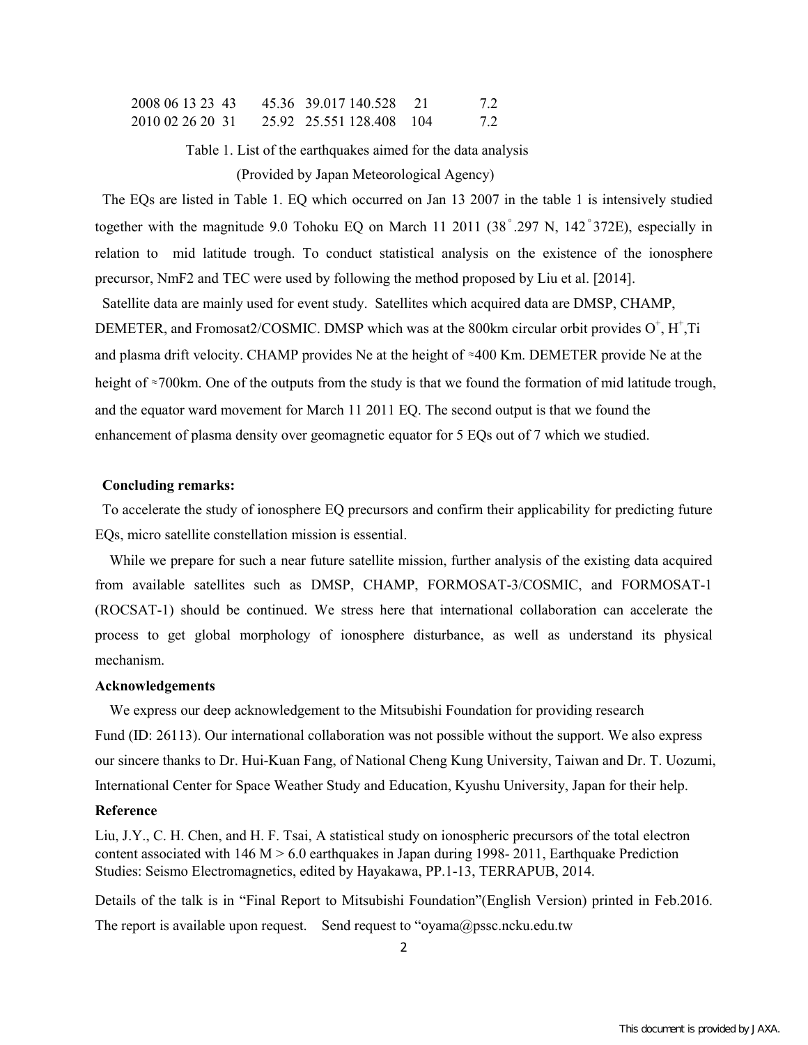| | | | | | | |
|---|---|---|---|---|---|---|
| 2008 06 13 23 | 43 | 45.36 | 39.017 | 140.528 | 21 | 7.2 |
| 2010 02 26 20 | 31 | 25.92 | 25.551 | 128.408 | 104 | 7.2 |

Table 1. List of the earthquakes aimed for the data analysis (Provided by Japan Meteorological Agency)

The EQs are listed in Table 1. EQ which occurred on Jan 13 2007 in the table 1 is intensively studied together with the magnitude 9.0 Tohoku EQ on March 11 2011 (38°.297 N, 142°372E), especially in relation to mid latitude trough. To conduct statistical analysis on the existence of the ionosphere precursor, NmF2 and TEC were used by following the method proposed by Liu et al. [2014].

Satellite data are mainly used for event study. Satellites which acquired data are DMSP, CHAMP, DEMETER, and Fromosat2/COSMIC. DMSP which was at the 800km circular orbit provides $O^+$, $H^+$,Ti and plasma drift velocity. CHAMP provides Ne at the height of ≈400 Km. DEMETER provide Ne at the height of ≈700km. One of the outputs from the study is that we found the formation of mid latitude trough, and the equator ward movement for March 11 2011 EQ. The second output is that we found the enhancement of plasma density over geomagnetic equator for 5 EQs out of 7 which we studied.

**Concluding remarks:**

To accelerate the study of ionosphere EQ precursors and confirm their applicability for predicting future EQs, micro satellite constellation mission is essential.

While we prepare for such a near future satellite mission, further analysis of the existing data acquired from available satellites such as DMSP, CHAMP, FORMOSAT-3/COSMIC, and FORMOSAT-1 (ROCSAT-1) should be continued. We stress here that international collaboration can accelerate the process to get global morphology of ionosphere disturbance, as well as understand its physical mechanism.

**Acknowledgements**

We express our deep acknowledgement to the Mitsubishi Foundation for providing research Fund (ID: 26113). Our international collaboration was not possible without the support. We also express our sincere thanks to Dr. Hui-Kuan Fang, of National Cheng Kung University, Taiwan and Dr. T. Uozumi, International Center for Space Weather Study and Education, Kyushu University, Japan for their help.

**Reference**

Liu, J.Y., C. H. Chen, and H. F. Tsai, A statistical study on ionospheric precursors of the total electron content associated with 146 M > 6.0 earthquakes in Japan during 1998- 2011, Earthquake Prediction Studies: Seismo Electromagnetics, edited by Hayakawa, PP.1-13, TERRAPUB, 2014.

Details of the talk is in "Final Report to Mitsubishi Foundation"(English Version) printed in Feb.2016. The report is available upon request. Send request to "oyama@pssc.ncku.edu.tw